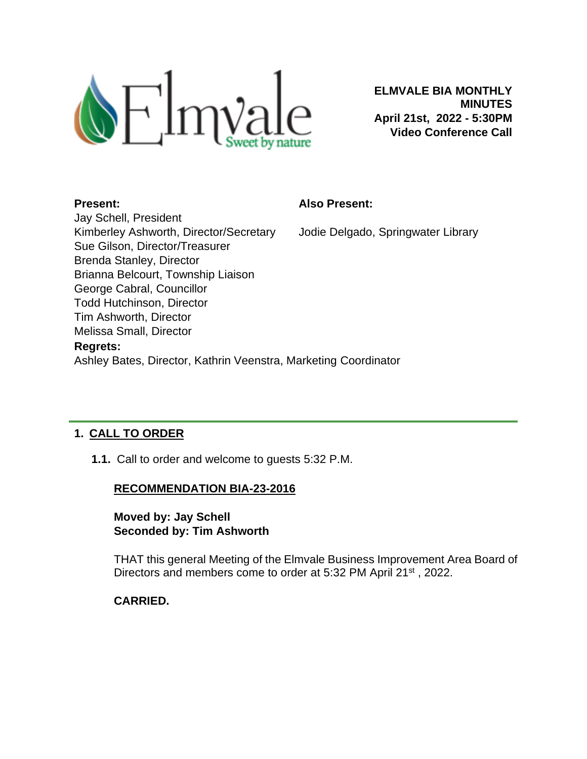Elmvale
Sweet by nature

**ELMVALE BIA MONTHLY MINUTES**
**April 21st, 2022 - 5:30PM**
**Video Conference Call**

**Present:**

Jay Schell, President
Kimberley Ashworth, Director/Secretary
Sue Gilson, Director/Treasurer
Brenda Stanley, Director
Brianna Belcourt, Township Liaison
George Cabral, Councillor
Todd Hutchinson, Director
Tim Ashworth, Director
Melissa Small, Director

**Also Present:**

Jodie Delgado, Springwater Library

**Regrets:**

Ashley Bates, Director, Kathrin Veenstra, Marketing Coordinator

---

## 1. CALL TO ORDER

**1.1.** Call to order and welcome to guests 5:32 P.M.

**RECOMMENDATION BIA-23-2016**

**Moved by: Jay Schell**
**Seconded by: Tim Ashworth**

THAT this general Meeting of the Elmvale Business Improvement Area Board of Directors and members come to order at 5:32 PM April 21st, 2022.

**CARRIED.**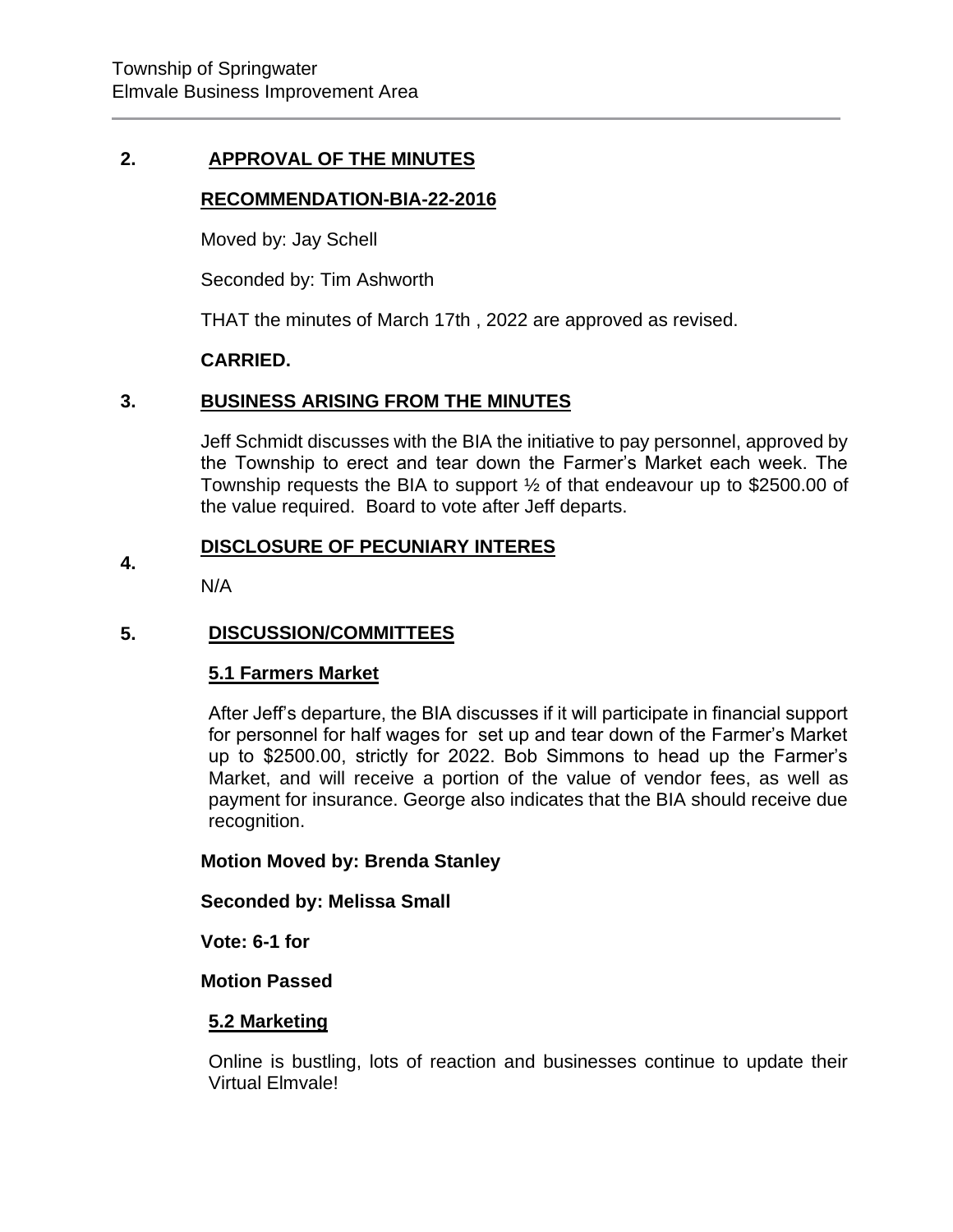## 2. APPROVAL OF THE MINUTES

**RECOMMENDATION-BIA-22-2016**

Moved by: Jay Schell

Seconded by: Tim Ashworth

THAT the minutes of March 17th , 2022 are approved as revised.

**CARRIED.**

## 3. BUSINESS ARISING FROM THE MINUTES

Jeff Schmidt discusses with the BIA the initiative to pay personnel, approved by the Township to erect and tear down the Farmer's Market each week. The Township requests the BIA to support ½ of that endeavour up to $2500.00 of the value required. Board to vote after Jeff departs.

## 4. DISCLOSURE OF PECUNIARY INTERES

N/A

## 5. DISCUSSION/COMMITTEES

### 5.1 Farmers Market

After Jeff's departure, the BIA discusses if it will participate in financial support for personnel for half wages for set up and tear down of the Farmer's Market up to $2500.00, strictly for 2022. Bob Simmons to head up the Farmer's Market, and will receive a portion of the value of vendor fees, as well as payment for insurance. George also indicates that the BIA should receive due recognition.

**Motion Moved by: Brenda Stanley**

**Seconded by: Melissa Small**

**Vote: 6-1 for**

**Motion Passed**

### 5.2 Marketing

Online is bustling, lots of reaction and businesses continue to update their Virtual Elmvale!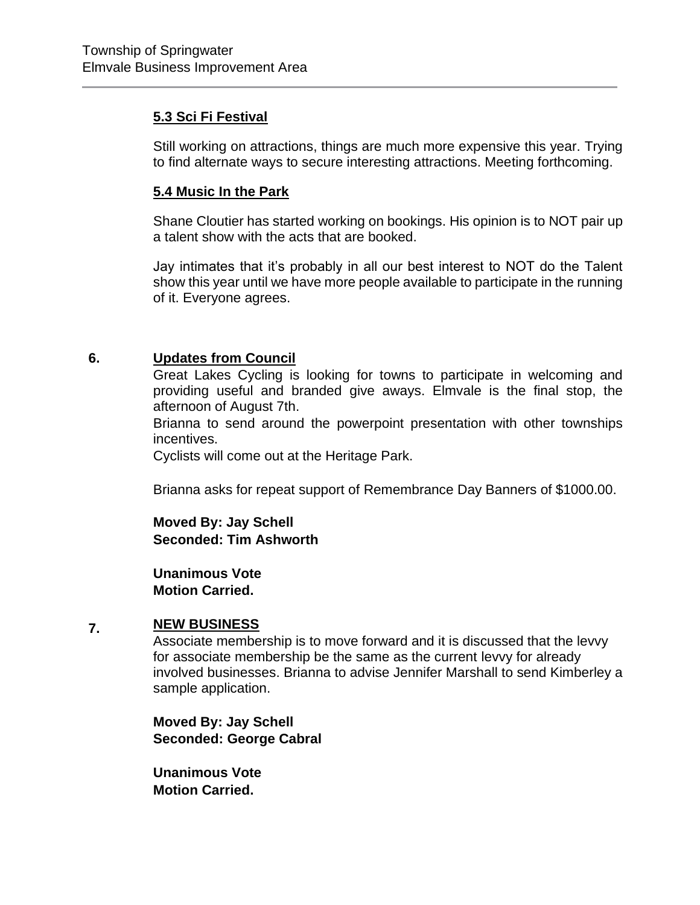### 5.3 Sci Fi Festival

Still working on attractions, things are much more expensive this year. Trying to find alternate ways to secure interesting attractions. Meeting forthcoming.

### 5.4 Music In the Park

Shane Cloutier has started working on bookings. His opinion is to NOT pair up a talent show with the acts that are booked.

Jay intimates that it's probably in all our best interest to NOT do the Talent show this year until we have more people available to participate in the running of it. Everyone agrees.

## 6. Updates from Council

Great Lakes Cycling is looking for towns to participate in welcoming and providing useful and branded give aways. Elmvale is the final stop, the afternoon of August 7th.

Brianna to send around the powerpoint presentation with other townships incentives.

Cyclists will come out at the Heritage Park.

Brianna asks for repeat support of Remembrance Day Banners of $1000.00.

**Moved By: Jay Schell**
**Seconded: Tim Ashworth**

**Unanimous Vote**
**Motion Carried.**

## 7. NEW BUSINESS

Associate membership is to move forward and it is discussed that the levvy for associate membership be the same as the current levvy for already involved businesses. Brianna to advise Jennifer Marshall to send Kimberley a sample application.

**Moved By: Jay Schell**
**Seconded: George Cabral**

**Unanimous Vote**
**Motion Carried.**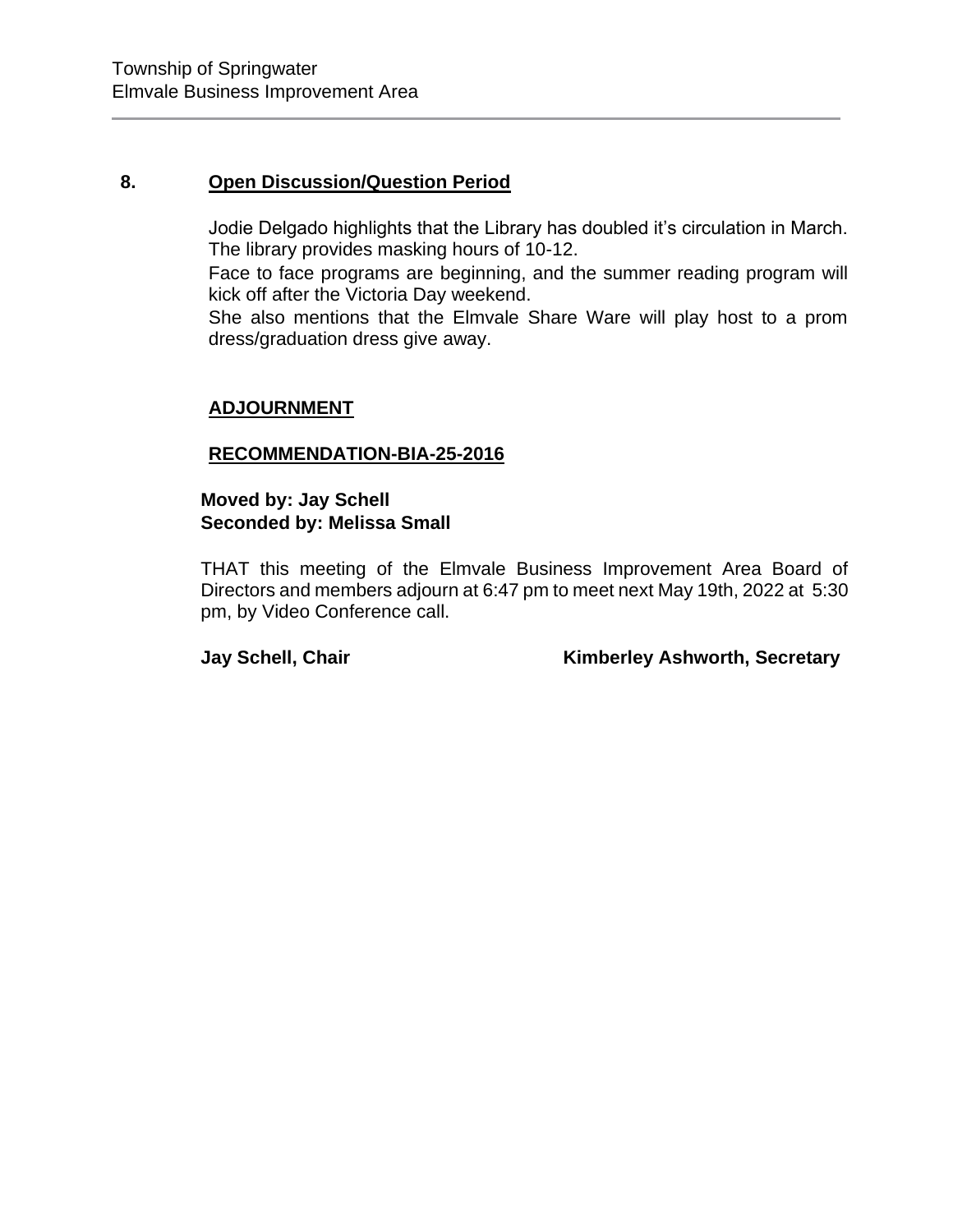## 8. Open Discussion/Question Period

Jodie Delgado highlights that the Library has doubled it's circulation in March. The library provides masking hours of 10-12.

Face to face programs are beginning, and the summer reading program will kick off after the Victoria Day weekend.

She also mentions that the Elmvale Share Ware will play host to a prom dress/graduation dress give away.

## ADJOURNMENT

### RECOMMENDATION-BIA-25-2016

**Moved by: Jay Schell**
**Seconded by: Melissa Small**

THAT this meeting of the Elmvale Business Improvement Area Board of Directors and members adjourn at 6:47 pm to meet next May 19th, 2022 at 5:30 pm, by Video Conference call.

**Jay Schell, Chair** **Kimberley Ashworth, Secretary**